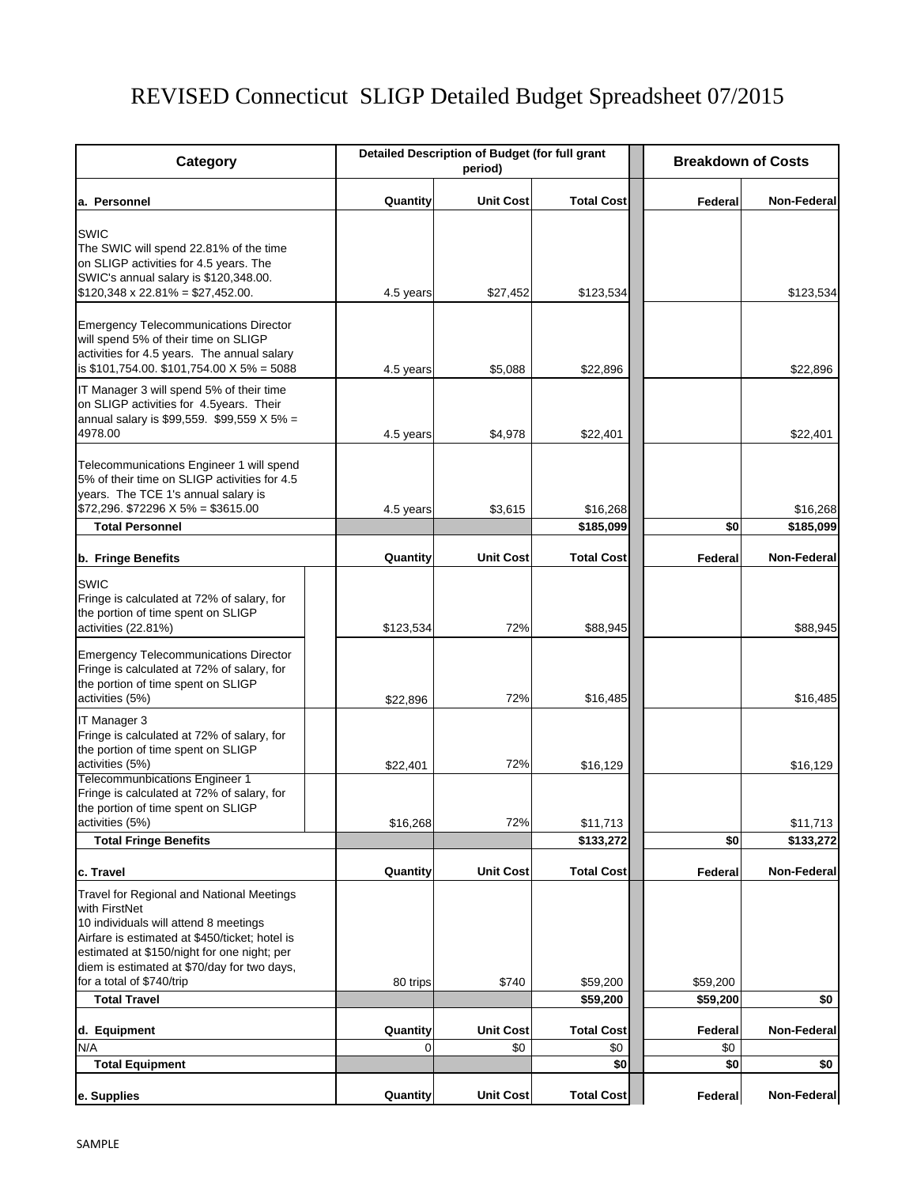# REVISED Connecticut SLIGP Detailed Budget Spreadsheet 07/2015

| Category | Detailed Description of Budget (for full grant period) | | | Breakdown of Costs | |
|---|---|---|---|---|---|
| **a. Personnel** | **Quantity** | **Unit Cost** | **Total Cost** | **Federal** | **Non-Federal** |
| SWIC<br>The SWIC will spend 22.81% of the time on SLIGP activities for 4.5 years. The SWIC's annual salary is $120,348.00. $120,348 x 22.81% = $27,452.00. | 4.5 years | $27,452 | $123,534 | | $123,534 |
| Emergency Telecommunications Director will spend 5% of their time on SLIGP activities for 4.5 years. The annual salary is $101,754.00. $101,754.00 X 5% = 5088 | 4.5 years | $5,088 | $22,896 | | $22,896 |
| IT Manager 3 will spend 5% of their time on SLIGP activities for 4.5years. Their annual salary is $99,559. $99,559 X 5% = 4978.00 | 4.5 years | $4,978 | $22,401 | | $22,401 |
| Telecommunications Engineer 1 will spend 5% of their time on SLIGP activities for 4.5 years. The TCE 1's annual salary is $72,296. $72296 X 5% = $3615.00 | 4.5 years | $3,615 | $16,268 | | $16,268 |
| **Total Personnel** | | | **$185,099** | **$0** | **$185,099** |
| **b. Fringe Benefits** | **Quantity** | **Unit Cost** | **Total Cost** | **Federal** | **Non-Federal** |
| SWIC<br>Fringe is calculated at 72% of salary, for the portion of time spent on SLIGP activities (22.81%) | $123,534 | 72% | $88,945 | | $88,945 |
| Emergency Telecommunications Director<br>Fringe is calculated at 72% of salary, for the portion of time spent on SLIGP activities (5%) | $22,896 | 72% | $16,485 | | $16,485 |
| IT Manager 3<br>Fringe is calculated at 72% of salary, for the portion of time spent on SLIGP activities (5%) | $22,401 | 72% | $16,129 | | $16,129 |
| Telecommunbications Engineer 1<br>Fringe is calculated at 72% of salary, for the portion of time spent on SLIGP activities (5%) | $16,268 | 72% | $11,713 | | $11,713 |
| **Total Fringe Benefits** | | | **$133,272** | **$0** | **$133,272** |
| **c. Travel** | **Quantity** | **Unit Cost** | **Total Cost** | **Federal** | **Non-Federal** |
| Travel for Regional and National Meetings with FirstNet<br>10 individuals will attend 8 meetings<br>Airfare is estimated at $450/ticket; hotel is estimated at $150/night for one night; per diem is estimated at $70/day for two days, for a total of $740/trip | 80 trips | $740 | $59,200 | $59,200 | |
| **Total Travel** | | | **$59,200** | **$59,200** | **$0** |
| **d. Equipment** | **Quantity** | **Unit Cost** | **Total Cost** | **Federal** | **Non-Federal** |
| N/A | 0 | $0 | $0 | $0 | |
| **Total Equipment** | | | **$0** | **$0** | **$0** |
| **e. Supplies** | **Quantity** | **Unit Cost** | **Total Cost** | **Federal** | **Non-Federal** |

SAMPLE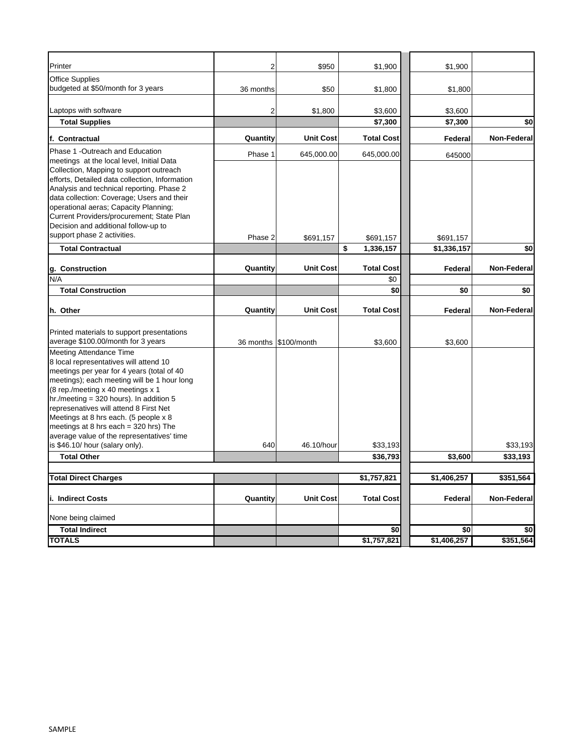| | | | | | |
|---|---|---|---|---|---|
| Printer | 2 | $950 | $1,900 | $1,900 | |
| Office Supplies budgeted at $50/month for 3 years | 36 months | $50 | $1,800 | $1,800 | |
| Laptops with software | 2 | $1,800 | $3,600 | $3,600 | |
| **Total Supplies** | | | **$7,300** | **$7,300** | **$0** |
| **f. Contractual** | **Quantity** | **Unit Cost** | **Total Cost** | **Federal** | **Non-Federal** |
| Phase 1 -Outreach and Education meetings at the local level, Initial Data Collection, Mapping to support outreach efforts, Detailed data collection, Information Analysis and technical reporting. Phase 2 data collection: Coverage; Users and their operational aeras; Capacity Planning; Current Providers/procurement; State Plan Decision and additional follow-up to support phase 2 activities. | Phase 1 | 645,000.00 | 645,000.00 | 645000 | |
| | Phase 2 | $691,157 | $691,157 | $691,157 | |
| **Total Contractual** | | | **$ 1,336,157** | **$1,336,157** | **$0** |
| **g. Construction** | **Quantity** | **Unit Cost** | **Total Cost** | **Federal** | **Non-Federal** |
| N/A | | | $0 | | |
| **Total Construction** | | | **$0** | **$0** | **$0** |
| **h. Other** | **Quantity** | **Unit Cost** | **Total Cost** | **Federal** | **Non-Federal** |
| Printed materials to support presentations average $100.00/month for 3 years | 36 months | $100/month | $3,600 | $3,600 | |
| Meeting Attendance Time 8 local representatives will attend 10 meetings per year for 4 years (total of 40 meetings); each meeting will be 1 hour long (8 rep./meeting x 40 meetings x 1 hr./meeting = 320 hours). In addition 5 represenatives will attend 8 First Net Meetings at 8 hrs each. (5 people x 8 meetings at 8 hrs each = 320 hrs) The average value of the representatives' time is $46.10/ hour (salary only). | 640 | 46.10/hour | $33,193 | | $33,193 |
| **Total Other** | | | **$36,793** | **$3,600** | **$33,193** |
| **Total Direct Charges** | | | **$1,757,821** | **$1,406,257** | **$351,564** |
| **i. Indirect Costs** | **Quantity** | **Unit Cost** | **Total Cost** | **Federal** | **Non-Federal** |
| None being claimed | | | | | |
| **Total Indirect** | | | **$0** | **$0** | **$0** |
| **TOTALS** | | | **$1,757,821** | **$1,406,257** | **$351,564** |

SAMPLE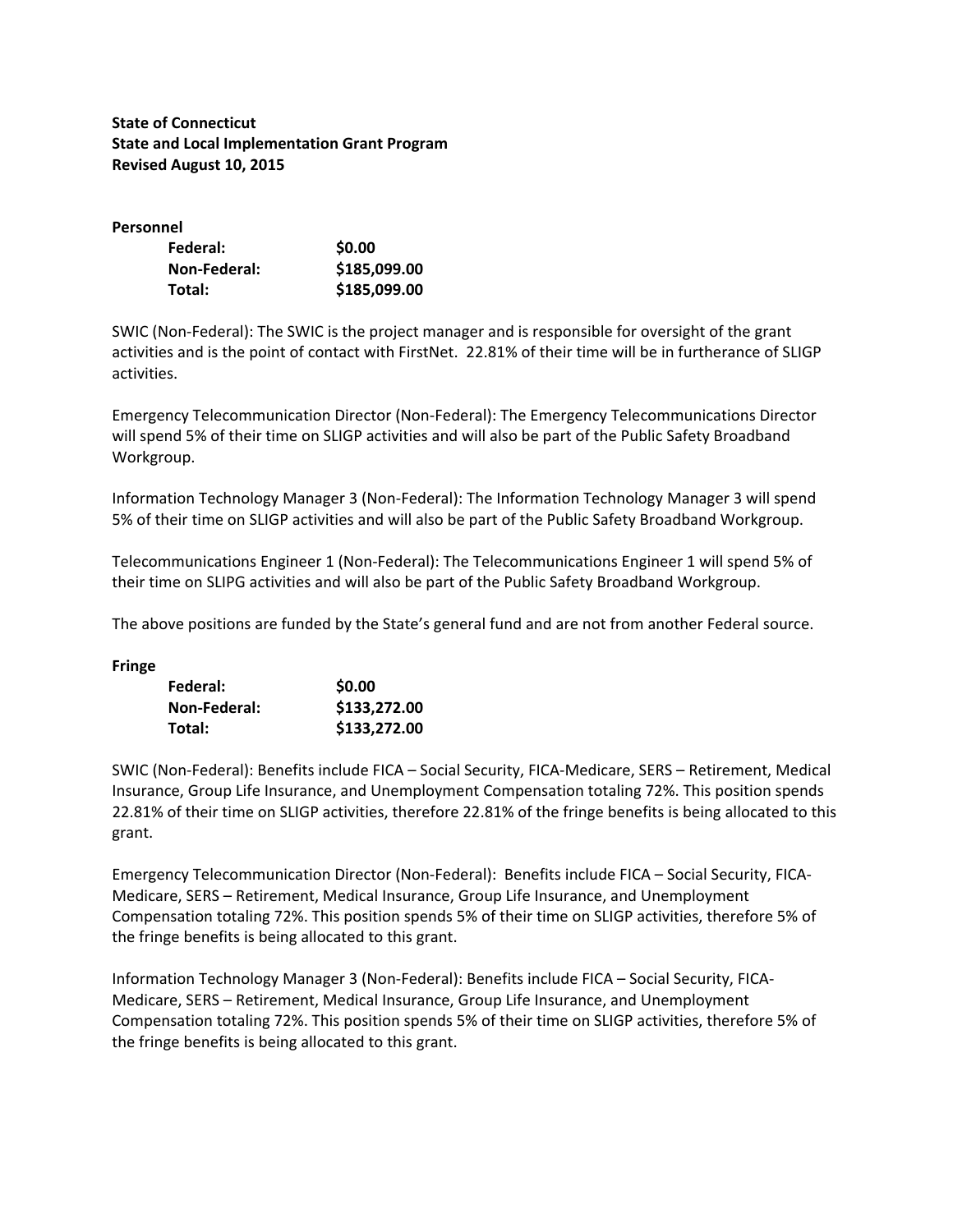**State of Connecticut**
**State and Local Implementation Grant Program**
**Revised August 10, 2015**

**Personnel**

| | |
|---|---|
| **Federal:** | **$0.00** |
| **Non-Federal:** | **$185,099.00** |
| **Total:** | **$185,099.00** |

SWIC (Non-Federal): The SWIC is the project manager and is responsible for oversight of the grant activities and is the point of contact with FirstNet. 22.81% of their time will be in furtherance of SLIGP activities.

Emergency Telecommunication Director (Non-Federal): The Emergency Telecommunications Director will spend 5% of their time on SLIGP activities and will also be part of the Public Safety Broadband Workgroup.

Information Technology Manager 3 (Non-Federal): The Information Technology Manager 3 will spend 5% of their time on SLIGP activities and will also be part of the Public Safety Broadband Workgroup.

Telecommunications Engineer 1 (Non-Federal): The Telecommunications Engineer 1 will spend 5% of their time on SLIPG activities and will also be part of the Public Safety Broadband Workgroup.

The above positions are funded by the State's general fund and are not from another Federal source.

**Fringe**

| | |
|---|---|
| **Federal:** | **$0.00** |
| **Non-Federal:** | **$133,272.00** |
| **Total:** | **$133,272.00** |

SWIC (Non-Federal): Benefits include FICA – Social Security, FICA-Medicare, SERS – Retirement, Medical Insurance, Group Life Insurance, and Unemployment Compensation totaling 72%. This position spends 22.81% of their time on SLIGP activities, therefore 22.81% of the fringe benefits is being allocated to this grant.

Emergency Telecommunication Director (Non-Federal): Benefits include FICA – Social Security, FICA-Medicare, SERS – Retirement, Medical Insurance, Group Life Insurance, and Unemployment Compensation totaling 72%. This position spends 5% of their time on SLIGP activities, therefore 5% of the fringe benefits is being allocated to this grant.

Information Technology Manager 3 (Non-Federal): Benefits include FICA – Social Security, FICA-Medicare, SERS – Retirement, Medical Insurance, Group Life Insurance, and Unemployment Compensation totaling 72%. This position spends 5% of their time on SLIGP activities, therefore 5% of the fringe benefits is being allocated to this grant.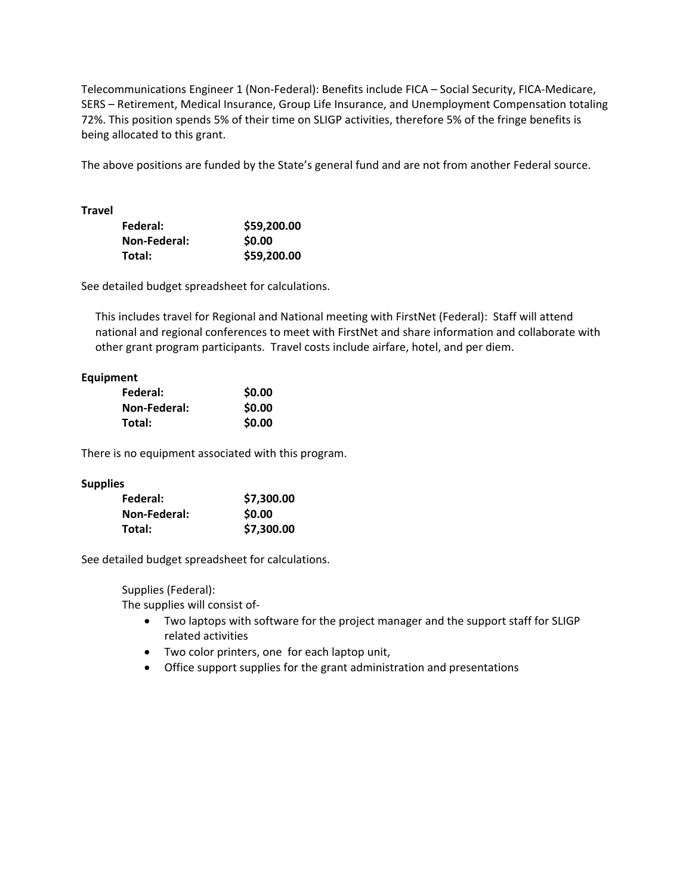Telecommunications Engineer 1 (Non-Federal): Benefits include FICA – Social Security, FICA-Medicare, SERS – Retirement, Medical Insurance, Group Life Insurance, and Unemployment Compensation totaling 72%. This position spends 5% of their time on SLIGP activities, therefore 5% of the fringe benefits is being allocated to this grant.

The above positions are funded by the State's general fund and are not from another Federal source.

**Travel**

| | |
|---|---|
| **Federal:** | **$59,200.00** |
| **Non-Federal:** | **$0.00** |
| **Total:** | **$59,200.00** |

See detailed budget spreadsheet for calculations.

This includes travel for Regional and National meeting with FirstNet (Federal): Staff will attend national and regional conferences to meet with FirstNet and share information and collaborate with other grant program participants. Travel costs include airfare, hotel, and per diem.

**Equipment**

| | |
|---|---|
| **Federal:** | **$0.00** |
| **Non-Federal:** | **$0.00** |
| **Total:** | **$0.00** |

There is no equipment associated with this program.

**Supplies**

| | |
|---|---|
| **Federal:** | **$7,300.00** |
| **Non-Federal:** | **$0.00** |
| **Total:** | **$7,300.00** |

See detailed budget spreadsheet for calculations.

Supplies (Federal):
The supplies will consist of-

- Two laptops with software for the project manager and the support staff for SLIGP related activities
- Two color printers, one for each laptop unit,
- Office support supplies for the grant administration and presentations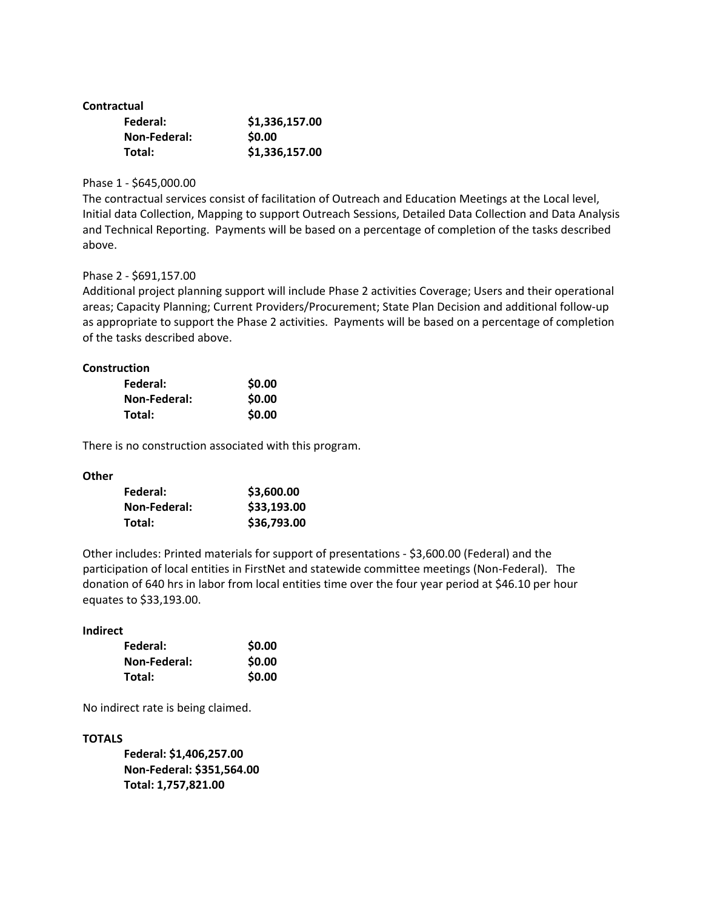**Contractual**

| | |
|---|---|
| **Federal:** | **$1,336,157.00** |
| **Non-Federal:** | **$0.00** |
| **Total:** | **$1,336,157.00** |

Phase 1 - $645,000.00
The contractual services consist of facilitation of Outreach and Education Meetings at the Local level, Initial data Collection, Mapping to support Outreach Sessions, Detailed Data Collection and Data Analysis and Technical Reporting. Payments will be based on a percentage of completion of the tasks described above.

Phase 2 - $691,157.00
Additional project planning support will include Phase 2 activities Coverage; Users and their operational areas; Capacity Planning; Current Providers/Procurement; State Plan Decision and additional follow-up as appropriate to support the Phase 2 activities. Payments will be based on a percentage of completion of the tasks described above.

**Construction**

| | |
|---|---|
| **Federal:** | **$0.00** |
| **Non-Federal:** | **$0.00** |
| **Total:** | **$0.00** |

There is no construction associated with this program.

**Other**

| | |
|---|---|
| **Federal:** | **$3,600.00** |
| **Non-Federal:** | **$33,193.00** |
| **Total:** | **$36,793.00** |

Other includes: Printed materials for support of presentations - $3,600.00 (Federal) and the participation of local entities in FirstNet and statewide committee meetings (Non-Federal). The donation of 640 hrs in labor from local entities time over the four year period at $46.10 per hour equates to $33,193.00.

**Indirect**

| | |
|---|---|
| **Federal:** | **$0.00** |
| **Non-Federal:** | **$0.00** |
| **Total:** | **$0.00** |

No indirect rate is being claimed.

**TOTALS**

**Federal: $1,406,257.00**
**Non-Federal: $351,564.00**
**Total: 1,757,821.00**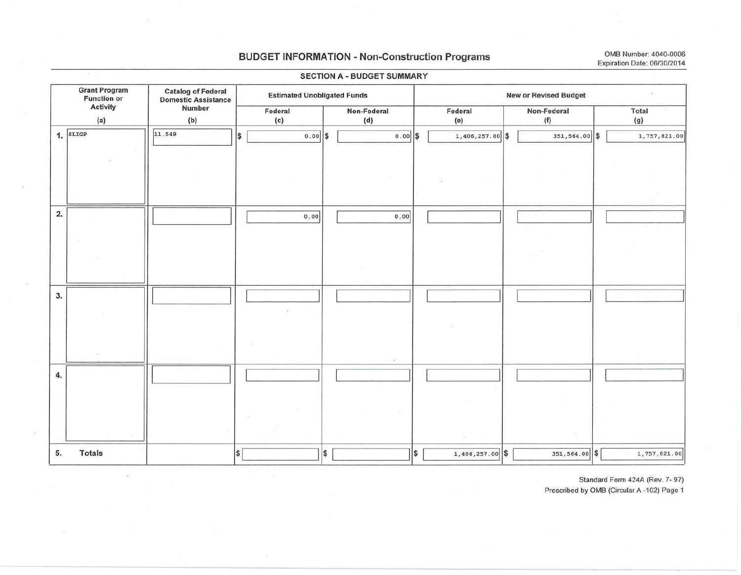# BUDGET INFORMATION - Non-Construction Programs

OMB Number: 4040-0006
Expiration Date: 06/30/2014

## SECTION A - BUDGET SUMMARY

| Grant Program Function or Activity (a) | Catalog of Federal Domestic Assistance Number (b) | Estimated Unobligated Funds | | New or Revised Budget | | |
|---|---|---|---|---|---|---|
| | | Federal (c) | Non-Federal (d) | Federal (e) | Non-Federal (f) | Total (g) |
| 1. SLIGP | 11.549 | $ 0.00 | $ 0.00 | $ 1,406,257.00 | $ 351,564.00 | $ 1,757,821.00 |
| 2. | | 0.00 | 0.00 | | | |
| 3. | | | | | | |
| 4. | | | | | | |
| 5. Totals | | $ | $ | $ 1,406,257.00 | $ 351,564.00 | $ 1,757,821.00 |

Standard Form 424A (Rev. 7- 97)
Prescribed by OMB (Circular A -102) Page 1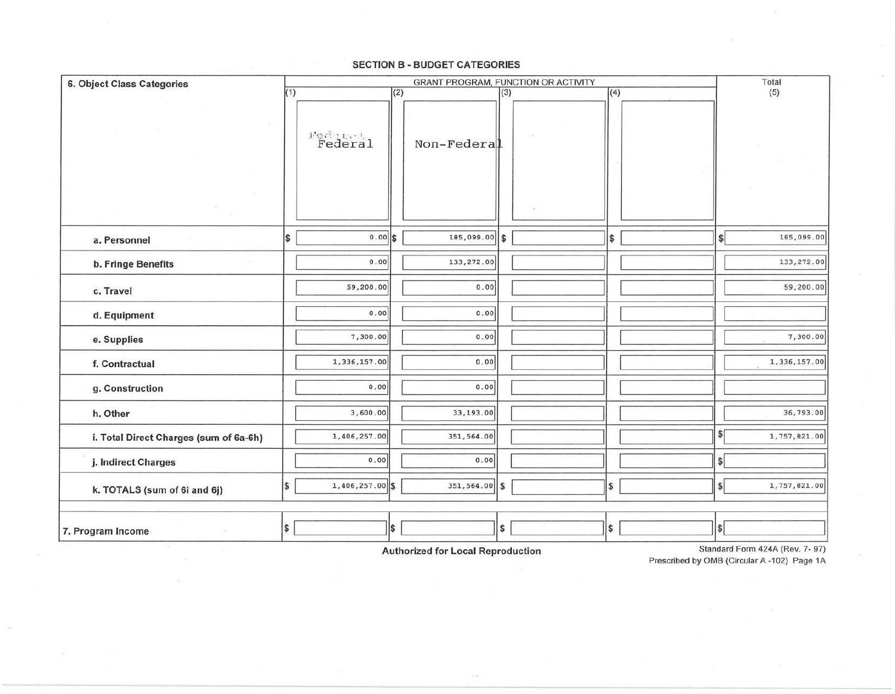## SECTION B - BUDGET CATEGORIES

| 6. Object Class Categories | GRANT PROGRAM, FUNCTION OR ACTIVITY | | | | Total |
|---|---|---|---|---|---|
| | (1) Federal | (2) Non-Federal | (3) | (4) | (5) |
| a. Personnel | $ 0.00 | $ 185,099.00 | $ | $ | $ 185,099.00 |
| b. Fringe Benefits | 0.00 | 133,272.00 | | | 133,272.00 |
| c. Travel | 59,200.00 | 0.00 | | | 59,200.00 |
| d. Equipment | 0.00 | 0.00 | | | |
| e. Supplies | 7,300.00 | 0.00 | | | 7,300.00 |
| f. Contractual | 1,336,157.00 | 0.00 | | | 1,336,157.00 |
| g. Construction | 0.00 | 0.00 | | | |
| h. Other | 3,600.00 | 33,193.00 | | | 36,793.00 |
| i. Total Direct Charges (sum of 6a-6h) | 1,406,257.00 | 351,564.00 | | | $ 1,757,821.00 |
| j. Indirect Charges | 0.00 | 0.00 | | | $ |
| k. TOTALS (sum of 6i and 6j) | $ 1,406,257.00 | $ 351,564.00 | $ | $ | $ 1,757,821.00 |
| 7. Program Income | $ | $ | $ | $ | $ |

**Authorized for Local Reproduction**

Standard Form 424A (Rev. 7- 97)
Prescribed by OMB (Circular A -102) Page 1A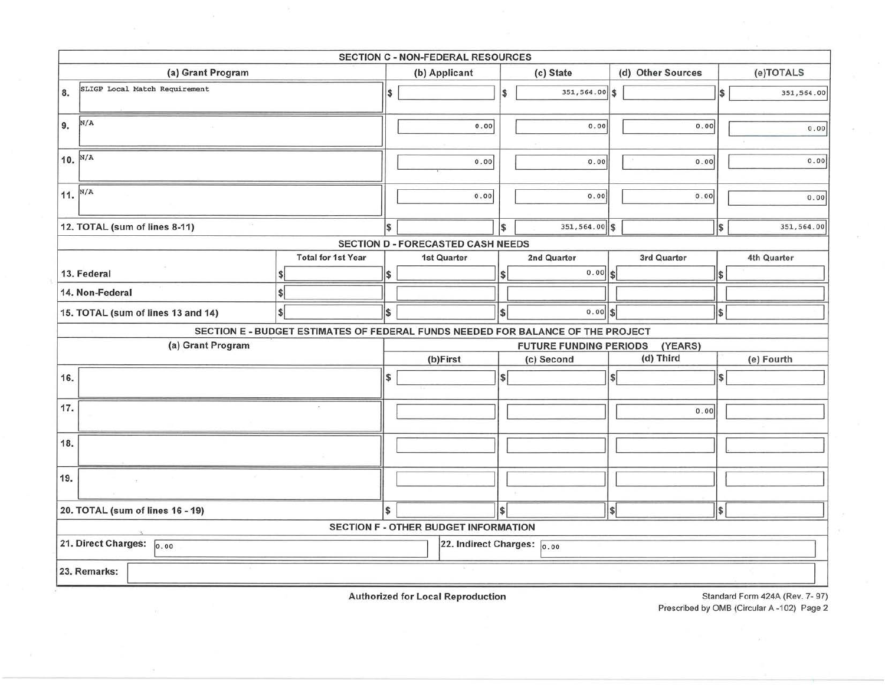## SECTION C - NON-FEDERAL RESOURCES

| | (a) Grant Program | (b) Applicant | (c) State | (d) Other Sources | (e)TOTALS |
|---|---|---|---|---|---|
| 8. | SLIGP Local Match Requirement | $ | $ 351,564.00 | $ | $ 351,564.00 |
| 9. | N/A | 0.00 | 0.00 | 0.00 | 0.00 |
| 10. | N/A | 0.00 | 0.00 | 0.00 | 0.00 |
| 11. | N/A | 0.00 | 0.00 | 0.00 | 0.00 |
| 12. TOTAL (sum of lines 8-11) | | $ | $ 351,564.00 | $ | $ 351,564.00 |

## SECTION D - FORECASTED CASH NEEDS

| | Total for 1st Year | 1st Quarter | 2nd Quarter | 3rd Quarter | 4th Quarter |
|---|---|---|---|---|---|
| 13. Federal | $ | $ | $ 0.00 | $ | $ |
| 14. Non-Federal | $ | | | | |
| 15. TOTAL (sum of lines 13 and 14) | $ | $ | $ 0.00 | $ | $ |

## SECTION E - BUDGET ESTIMATES OF FEDERAL FUNDS NEEDED FOR BALANCE OF THE PROJECT

| | (a) Grant Program | FUTURE FUNDING PERIODS (YEARS) | | | |
|---|---|---|---|---|---|
| | | (b)First | (c) Second | (d) Third | (e) Fourth |
| 16. | | $ | $ | $ | $ |
| 17. | | | | 0.00 | |
| 18. | | | | | |
| 19. | | | | | |
| 20. TOTAL (sum of lines 16 - 19) | | $ | $ | $ | $ |

## SECTION F - OTHER BUDGET INFORMATION

21. Direct Charges: 0.00

22. Indirect Charges: 0.00

23. Remarks:

Authorized for Local Reproduction

Standard Form 424A (Rev. 7- 97)
Prescribed by OMB (Circular A -102) Page 2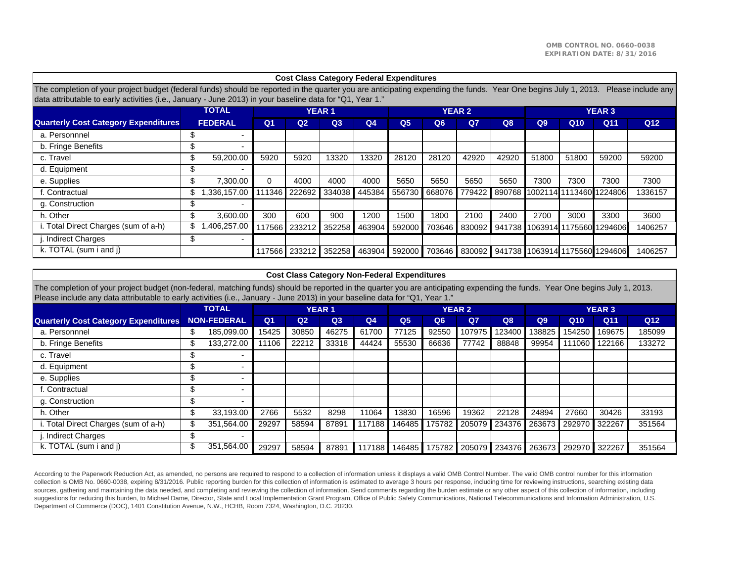OMB CONTROL NO. 0660-0038
EXPIRATION DATE: 8/31/2016

## Cost Class Category Federal Expenditures

The completion of your project budget (federal funds) should be reported in the quarter you are anticipating expending the funds. Year One begins July 1, 2013. Please include any data attributable to early activities (i.e., January - June 2013) in your baseline data for "Q1, Year 1."

| Quarterly Cost Category Expenditures | TOTAL FEDERAL | YEAR 1 | | | | YEAR 2 | | | | YEAR 3 | | | |
|---|---|---|---|---|---|---|---|---|---|---|---|---|---|
| | | Q1 | Q2 | Q3 | Q4 | Q5 | Q6 | Q7 | Q8 | Q9 | Q10 | Q11 | Q12 |
| a. Personnnel | $ - | | | | | | | | | | | | |
| b. Fringe Benefits | $ - | | | | | | | | | | | | |
| c. Travel | $ 59,200.00 | 5920 | 5920 | 13320 | 13320 | 28120 | 28120 | 42920 | 42920 | 51800 | 51800 | 59200 | 59200 |
| d. Equipment | $ - | | | | | | | | | | | | |
| e. Supplies | $ 7,300.00 | 0 | 4000 | 4000 | 4000 | 5650 | 5650 | 5650 | 5650 | 7300 | 7300 | 7300 | 7300 |
| f. Contractual | $ 1,336,157.00 | 111346 | 222692 | 334038 | 445384 | 556730 | 668076 | 779422 | 890768 | 1002114 | 1113460 | 1224806 | 1336157 |
| g. Construction | $ - | | | | | | | | | | | | |
| h. Other | $ 3,600.00 | 300 | 600 | 900 | 1200 | 1500 | 1800 | 2100 | 2400 | 2700 | 3000 | 3300 | 3600 |
| i. Total Direct Charges (sum of a-h) | $ 1,406,257.00 | 117566 | 233212 | 352258 | 463904 | 592000 | 703646 | 830092 | 941738 | 1063914 | 1175560 | 1294606 | 1406257 |
| j. Indirect Charges | $ - | | | | | | | | | | | | |
| k. TOTAL (sum i and j) | | 117566 | 233212 | 352258 | 463904 | 592000 | 703646 | 830092 | 941738 | 1063914 | 1175560 | 1294606 | 1406257 |

## Cost Class Category Non-Federal Expenditures

The completion of your project budget (non-federal, matching funds) should be reported in the quarter you are anticipating expending the funds. Year One begins July 1, 2013. Please include any data attributable to early activities (i.e., January - June 2013) in your baseline data for "Q1, Year 1."

| Quarterly Cost Category Expenditures | TOTAL NON-FEDERAL | YEAR 1 | | | | YEAR 2 | | | | YEAR 3 | | | |
|---|---|---|---|---|---|---|---|---|---|---|---|---|---|
| | | Q1 | Q2 | Q3 | Q4 | Q5 | Q6 | Q7 | Q8 | Q9 | Q10 | Q11 | Q12 |
| a. Personnnel | $ 185,099.00 | 15425 | 30850 | 46275 | 61700 | 77125 | 92550 | 107975 | 123400 | 138825 | 154250 | 169675 | 185099 |
| b. Fringe Benefits | $ 133,272.00 | 11106 | 22212 | 33318 | 44424 | 55530 | 66636 | 77742 | 88848 | 99954 | 111060 | 122166 | 133272 |
| c. Travel | $ - | | | | | | | | | | | | |
| d. Equipment | $ - | | | | | | | | | | | | |
| e. Supplies | $ - | | | | | | | | | | | | |
| f. Contractual | $ - | | | | | | | | | | | | |
| g. Construction | $ - | | | | | | | | | | | | |
| h. Other | $ 33,193.00 | 2766 | 5532 | 8298 | 11064 | 13830 | 16596 | 19362 | 22128 | 24894 | 27660 | 30426 | 33193 |
| i. Total Direct Charges (sum of a-h) | $ 351,564.00 | 29297 | 58594 | 87891 | 117188 | 146485 | 175782 | 205079 | 234376 | 263673 | 292970 | 322267 | 351564 |
| j. Indirect Charges | $ - | | | | | | | | | | | | |
| k. TOTAL (sum i and j) | $ 351,564.00 | 29297 | 58594 | 87891 | 117188 | 146485 | 175782 | 205079 | 234376 | 263673 | 292970 | 322267 | 351564 |

According to the Paperwork Reduction Act, as amended, no persons are required to respond to a collection of information unless it displays a valid OMB Control Number. The valid OMB control number for this information collection is OMB No. 0660-0038, expiring 8/31/2016. Public reporting burden for this collection of information is estimated to average 3 hours per response, including time for reviewing instructions, searching existing data sources, gathering and maintaining the data needed, and completing and reviewing the collection of information. Send comments regarding the burden estimate or any other aspect of this collection of information, including suggestions for reducing this burden, to Michael Dame, Director, State and Local Implementation Grant Program, Office of Public Safety Communications, National Telecommunications and Information Administration, U.S. Department of Commerce (DOC), 1401 Constitution Avenue, N.W., HCHB, Room 7324, Washington, D.C. 20230.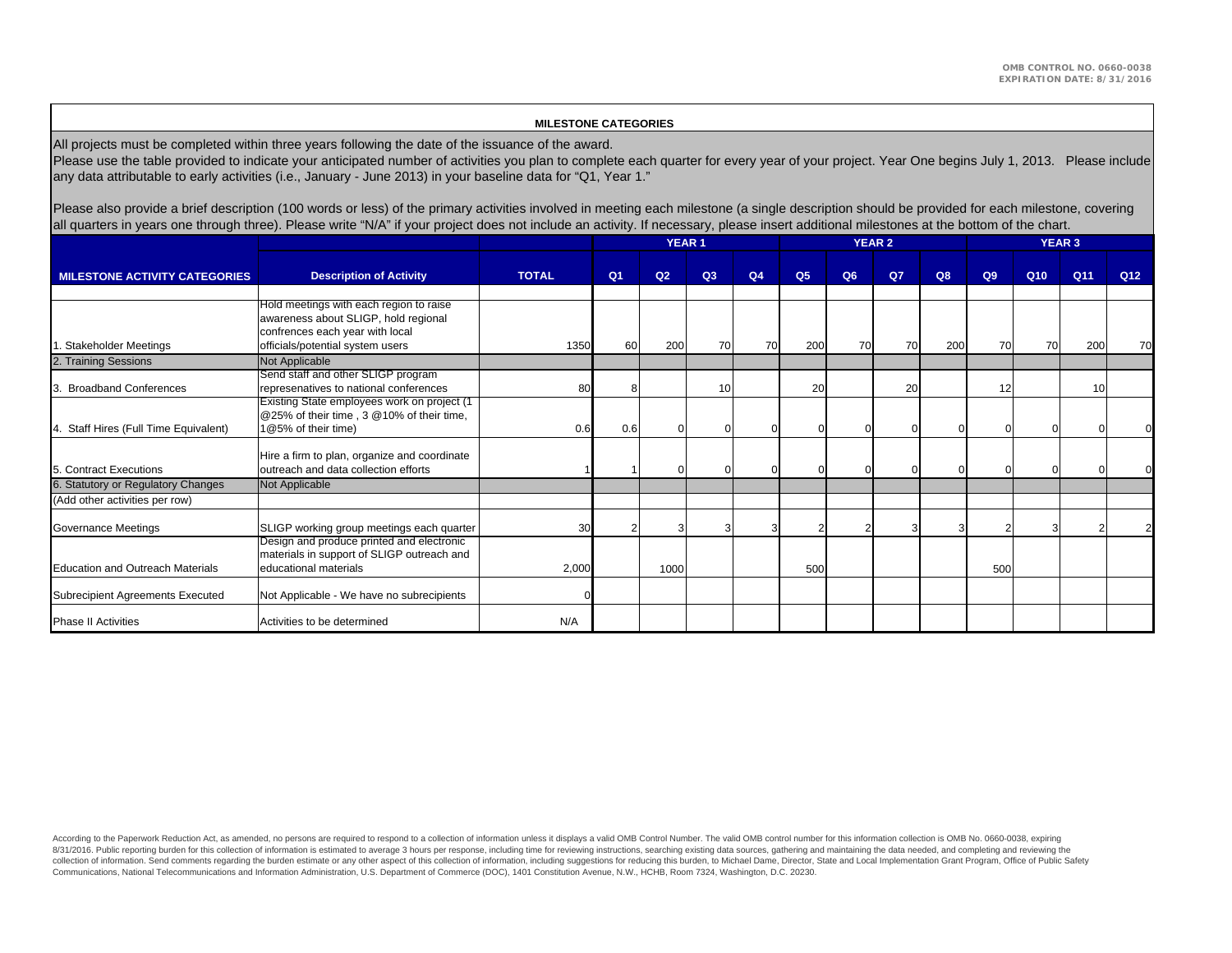OMB CONTROL NO. 0660-0038
EXPIRATION DATE: 8/31/2016

**MILESTONE CATEGORIES**

All projects must be completed within three years following the date of the issuance of the award.
Please use the table provided to indicate your anticipated number of activities you plan to complete each quarter for every year of your project. Year One begins July 1, 2013. Please include any data attributable to early activities (i.e., January - June 2013) in your baseline data for "Q1, Year 1."

Please also provide a brief description (100 words or less) of the primary activities involved in meeting each milestone (a single description should be provided for each milestone, covering all quarters in years one through three). Please write "N/A" if your project does not include an activity. If necessary, please insert additional milestones at the bottom of the chart.

| | | | YEAR 1 | | | | YEAR 2 | | | | YEAR 3 | | | |
|---|---|---|---|---|---|---|---|---|---|---|---|---|---|---|
| **MILESTONE ACTIVITY CATEGORIES** | **Description of Activity** | **TOTAL** | **Q1** | **Q2** | **Q3** | **Q4** | **Q5** | **Q6** | **Q7** | **Q8** | **Q9** | **Q10** | **Q11** | **Q12** |
| | | | | | | | | | | | | | | |
| 1. Stakeholder Meetings | Hold meetings with each region to raise awareness about SLIGP, hold regional confrences each year with local officials/potential system users | 1350 | 60 | 200 | 70 | 70 | 200 | 70 | 70 | 200 | 70 | 70 | 200 | 70 |
| 2. Training Sessions | Not Applicable | | | | | | | | | | | | | |
| 3. Broadband Conferences | Send staff and other SLIGP program represenatives to national conferences | 80 | 8 | | 10 | | 20 | | 20 | | 12 | | 10 | |
| 4. Staff Hires (Full Time Equivalent) | Existing State employees work on project (1 @25% of their time , 3 @10% of their time, 1@5% of their time) | 0.6 | 0.6 | 0 | 0 | 0 | 0 | 0 | 0 | 0 | 0 | 0 | 0 | 0 |
| 5. Contract Executions | Hire a firm to plan, organize and coordinate outreach and data collection efforts | 1 | 1 | 0 | 0 | 0 | 0 | 0 | 0 | 0 | 0 | 0 | 0 | 0 |
| 6. Statutory or Regulatory Changes | Not Applicable | | | | | | | | | | | | | |
| (Add other activities per row) | | | | | | | | | | | | | | |
| Governance Meetings | SLIGP working group meetings each quarter | 30 | 2 | 3 | 3 | 3 | 2 | 2 | 3 | 3 | 2 | 3 | 2 | 2 |
| Education and Outreach Materials | Design and produce printed and electronic materials in support of SLIGP outreach and educational materials | 2,000 | | 1000 | | | 500 | | | | 500 | | | |
| Subrecipient Agreements Executed | Not Applicable - We have no subrecipients | 0 | | | | | | | | | | | | |
| Phase II Activities | Activities to be determined | N/A | | | | | | | | | | | | |

According to the Paperwork Reduction Act, as amended, no persons are required to respond to a collection of information unless it displays a valid OMB Control Number. The valid OMB control number for this information collection is OMB No. 0660-0038, expiring 8/31/2016. Public reporting burden for this collection of information is estimated to average 3 hours per response, including time for reviewing instructions, searching existing data sources, gathering and maintaining the data needed, and completing and reviewing the collection of information. Send comments regarding the burden estimate or any other aspect of this collection of information, including suggestions for reducing this burden, to Michael Dame, Director, State and Local Implementation Grant Program, Office of Public Safety Communications, National Telecommunications and Information Administration, U.S. Department of Commerce (DOC), 1401 Constitution Avenue, N.W., HCHB, Room 7324, Washington, D.C. 20230.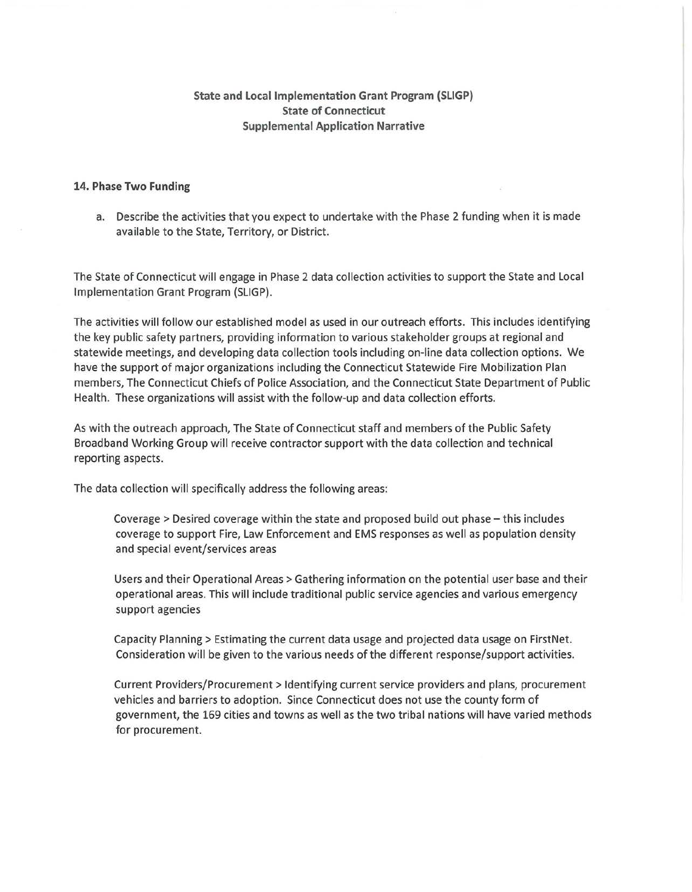**State and Local Implementation Grant Program (SLIGP)**
**State of Connecticut**
**Supplemental Application Narrative**

### 14. Phase Two Funding

a. Describe the activities that you expect to undertake with the Phase 2 funding when it is made available to the State, Territory, or District.

The State of Connecticut will engage in Phase 2 data collection activities to support the State and Local Implementation Grant Program (SLIGP).

The activities will follow our established model as used in our outreach efforts. This includes identifying the key public safety partners, providing information to various stakeholder groups at regional and statewide meetings, and developing data collection tools including on-line data collection options. We have the support of major organizations including the Connecticut Statewide Fire Mobilization Plan members, The Connecticut Chiefs of Police Association, and the Connecticut State Department of Public Health. These organizations will assist with the follow-up and data collection efforts.

As with the outreach approach, The State of Connecticut staff and members of the Public Safety Broadband Working Group will receive contractor support with the data collection and technical reporting aspects.

The data collection will specifically address the following areas:

Coverage > Desired coverage within the state and proposed build out phase – this includes coverage to support Fire, Law Enforcement and EMS responses as well as population density and special event/services areas

Users and their Operational Areas > Gathering information on the potential user base and their operational areas. This will include traditional public service agencies and various emergency support agencies

Capacity Planning > Estimating the current data usage and projected data usage on FirstNet. Consideration will be given to the various needs of the different response/support activities.

Current Providers/Procurement > Identifying current service providers and plans, procurement vehicles and barriers to adoption. Since Connecticut does not use the county form of government, the 169 cities and towns as well as the two tribal nations will have varied methods for procurement.